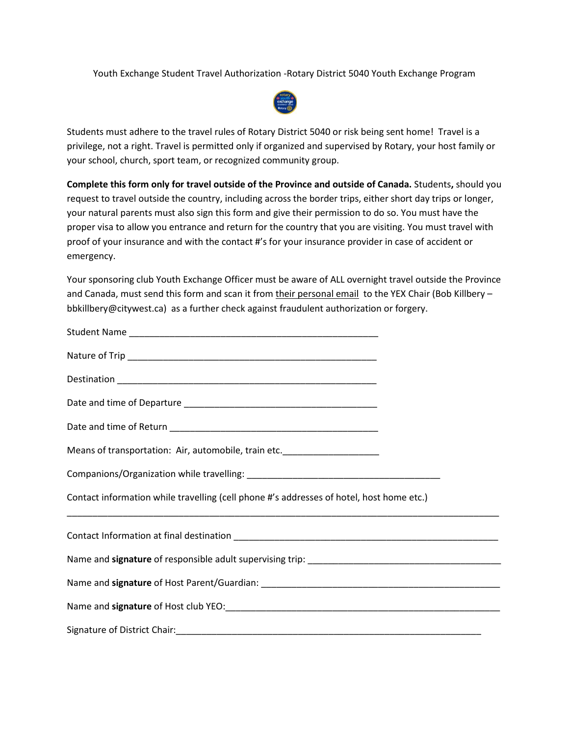Youth Exchange Student Travel Authorization -Rotary District 5040 Youth Exchange Program

Students must adhere to the travel rules of Rotary District 5040 or risk being sent home! Travel is a privilege, not a right. Travel is permitted only if organized and supervised by Rotary, your host family or your school, church, sport team, or recognized community group.

**Complete this form only for travel outside of the Province and outside of Canada.** Students**,** should you request to travel outside the country, including across the border trips, either short day trips or longer, your natural parents must also sign this form and give their permission to do so. You must have the proper visa to allow you entrance and return for the country that you are visiting. You must travel with proof of your insurance and with the contact #'s for your insurance provider in case of accident or emergency.

Your sponsoring club Youth Exchange Officer must be aware of ALL overnight travel outside the Province and Canada, must send this form and scan it from their personal email to the YEX Chair (Bob Killbery – bbkillbery@citywest.ca) as a further check against fraudulent authorization or forgery.

Student Name ___________________________________________________

Nature of Trip __________________________________________________

Destination ____________________________________________________

Date and time of Departure ____________________________________

Date and time of Return _______________________________________

Means of transportation: Air, automobile, train etc.___________________

Companions/Organization while travelling: ______________________________________

Contact information while travelling (cell phone #'s addresses of hotel, host home etc.)

_____________________________________________________________________________________

Contact Information at final destination ____________________________________________________

Name and **signature** of responsible adult supervising trip: ______________________________________

Name and **signature** of Host Parent/Guardian: ________________________________________________

Name and **signature** of Host club YEO:______________________________________________________

Signature of District Chair:______________________________________________________________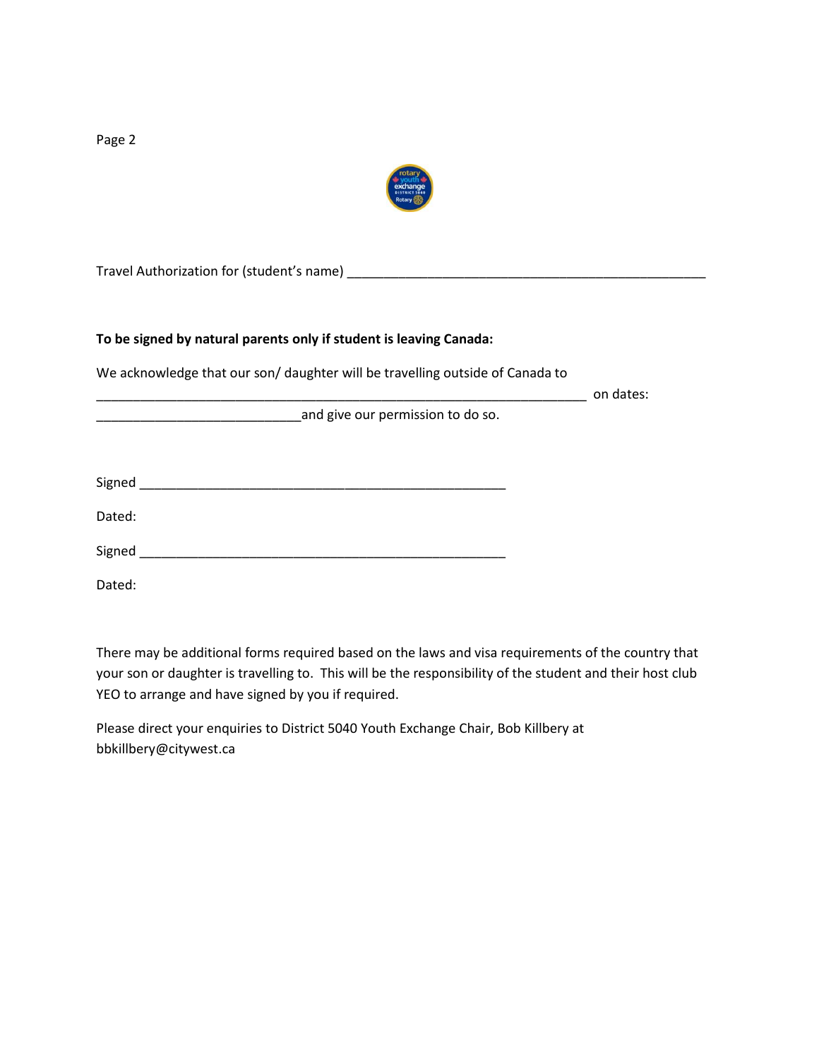Travel Authorization for (student's name) ___________________________________________________

**To be signed by natural parents only if student is leaving Canada:**

We acknowledge that our son/ daughter will be travelling outside of Canada to _____________________________________________________________________ on dates: ____________________________and give our permission to do so.

Signed ____________________________________________________

Dated:

Signed ____________________________________________________

Dated:

There may be additional forms required based on the laws and visa requirements of the country that your son or daughter is travelling to. This will be the responsibility of the student and their host club YEO to arrange and have signed by you if required.

Please direct your enquiries to District 5040 Youth Exchange Chair, Bob Killbery at bbkillbery@citywest.ca